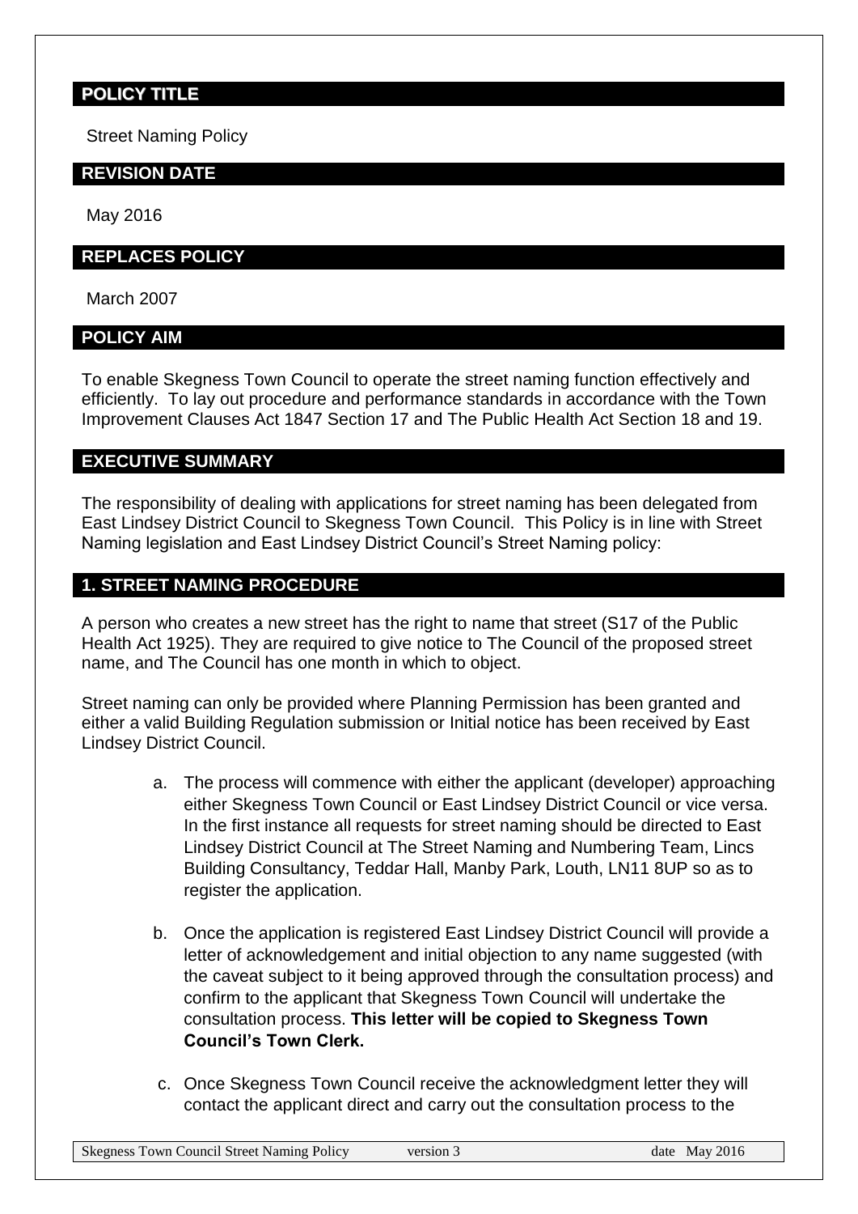## POLICY TITLE

Street Naming Policy

## REVISION DATE

May 2016

## REPLACES POLICY

March 2007

## POLICY AIM

To enable Skegness Town Council to operate the street naming function effectively and efficiently. To lay out procedure and performance standards in accordance with the Town Improvement Clauses Act 1847 Section 17 and The Public Health Act Section 18 and 19.

## EXECUTIVE SUMMARY

The responsibility of dealing with applications for street naming has been delegated from East Lindsey District Council to Skegness Town Council. This Policy is in line with Street Naming legislation and East Lindsey District Council's Street Naming policy:

## 1. STREET NAMING PROCEDURE

A person who creates a new street has the right to name that street (S17 of the Public Health Act 1925). They are required to give notice to The Council of the proposed street name, and The Council has one month in which to object.

Street naming can only be provided where Planning Permission has been granted and either a valid Building Regulation submission or Initial notice has been received by East Lindsey District Council.

a. The process will commence with either the applicant (developer) approaching either Skegness Town Council or East Lindsey District Council or vice versa. In the first instance all requests for street naming should be directed to East Lindsey District Council at The Street Naming and Numbering Team, Lincs Building Consultancy, Teddar Hall, Manby Park, Louth, LN11 8UP so as to register the application.

b. Once the application is registered East Lindsey District Council will provide a letter of acknowledgement and initial objection to any name suggested (with the caveat subject to it being approved through the consultation process) and confirm to the applicant that Skegness Town Council will undertake the consultation process. **This letter will be copied to Skegness Town Council's Town Clerk.**

c. Once Skegness Town Council receive the acknowledgment letter they will contact the applicant direct and carry out the consultation process to the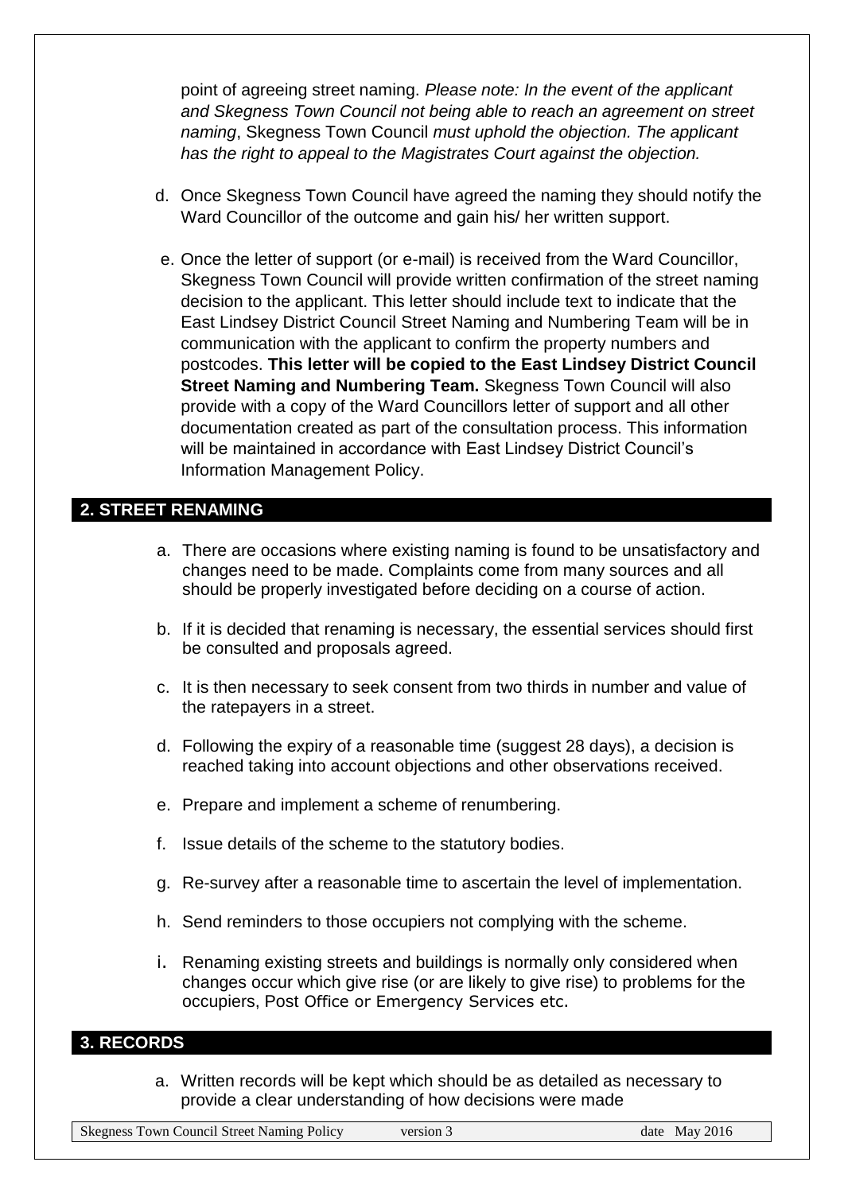point of agreeing street naming. *Please note: In the event of the applicant and Skegness Town Council not being able to reach an agreement on street naming*, Skegness Town Council *must uphold the objection. The applicant has the right to appeal to the Magistrates Court against the objection.*

d. Once Skegness Town Council have agreed the naming they should notify the Ward Councillor of the outcome and gain his/ her written support.

e. Once the letter of support (or e-mail) is received from the Ward Councillor, Skegness Town Council will provide written confirmation of the street naming decision to the applicant. This letter should include text to indicate that the East Lindsey District Council Street Naming and Numbering Team will be in communication with the applicant to confirm the property numbers and postcodes. **This letter will be copied to the East Lindsey District Council Street Naming and Numbering Team.** Skegness Town Council will also provide with a copy of the Ward Councillors letter of support and all other documentation created as part of the consultation process. This information will be maintained in accordance with East Lindsey District Council's Information Management Policy.

## 2. STREET RENAMING

a. There are occasions where existing naming is found to be unsatisfactory and changes need to be made. Complaints come from many sources and all should be properly investigated before deciding on a course of action.

b. If it is decided that renaming is necessary, the essential services should first be consulted and proposals agreed.

c. It is then necessary to seek consent from two thirds in number and value of the ratepayers in a street.

d. Following the expiry of a reasonable time (suggest 28 days), a decision is reached taking into account objections and other observations received.

e. Prepare and implement a scheme of renumbering.

f. Issue details of the scheme to the statutory bodies.

g. Re-survey after a reasonable time to ascertain the level of implementation.

h. Send reminders to those occupiers not complying with the scheme.

i. Renaming existing streets and buildings is normally only considered when changes occur which give rise (or are likely to give rise) to problems for the occupiers, Post Office or Emergency Services etc.

## 3. RECORDS

a. Written records will be kept which should be as detailed as necessary to provide a clear understanding of how decisions were made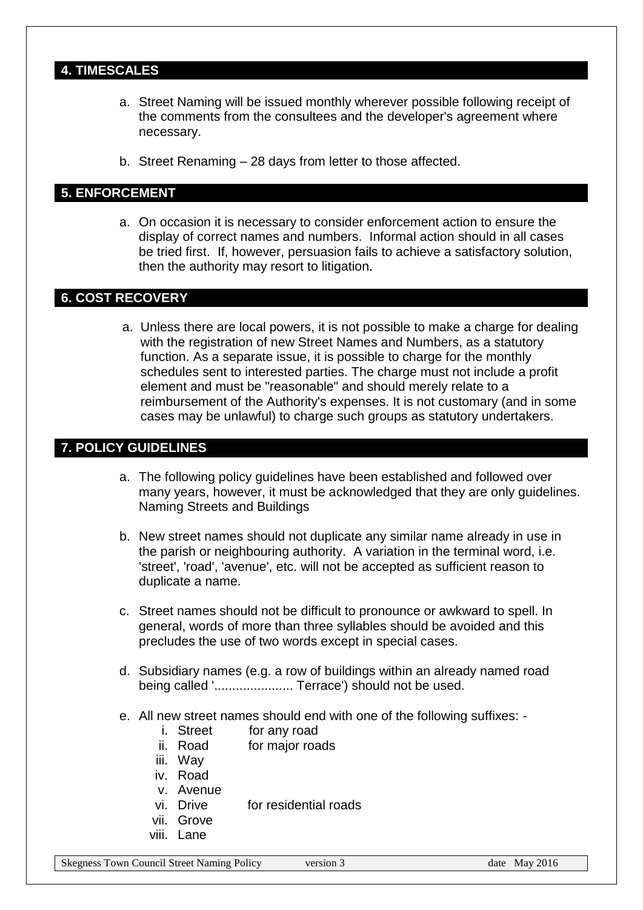## 4. TIMESCALES

a. Street Naming will be issued monthly wherever possible following receipt of the comments from the consultees and the developer's agreement where necessary.

b. Street Renaming – 28 days from letter to those affected.

## 5. ENFORCEMENT

a. On occasion it is necessary to consider enforcement action to ensure the display of correct names and numbers. Informal action should in all cases be tried first. If, however, persuasion fails to achieve a satisfactory solution, then the authority may resort to litigation.

## 6. COST RECOVERY

a. Unless there are local powers, it is not possible to make a charge for dealing with the registration of new Street Names and Numbers, as a statutory function. As a separate issue, it is possible to charge for the monthly schedules sent to interested parties. The charge must not include a profit element and must be "reasonable" and should merely relate to a reimbursement of the Authority's expenses. It is not customary (and in some cases may be unlawful) to charge such groups as statutory undertakers.

## 7. POLICY GUIDELINES

a. The following policy guidelines have been established and followed over many years, however, it must be acknowledged that they are only guidelines. Naming Streets and Buildings

b. New street names should not duplicate any similar name already in use in the parish or neighbouring authority. A variation in the terminal word, i.e. 'street', 'road', 'avenue', etc. will not be accepted as sufficient reason to duplicate a name.

c. Street names should not be difficult to pronounce or awkward to spell. In general, words of more than three syllables should be avoided and this precludes the use of two words except in special cases.

d. Subsidiary names (e.g. a row of buildings within an already named road being called '...................... Terrace') should not be used.

e. All new street names should end with one of the following suffixes: -
   i. Street for any road
   ii. Road for major roads
   iii. Way
   iv. Road
   v. Avenue
   vi. Drive for residential roads
   vii. Grove
   viii. Lane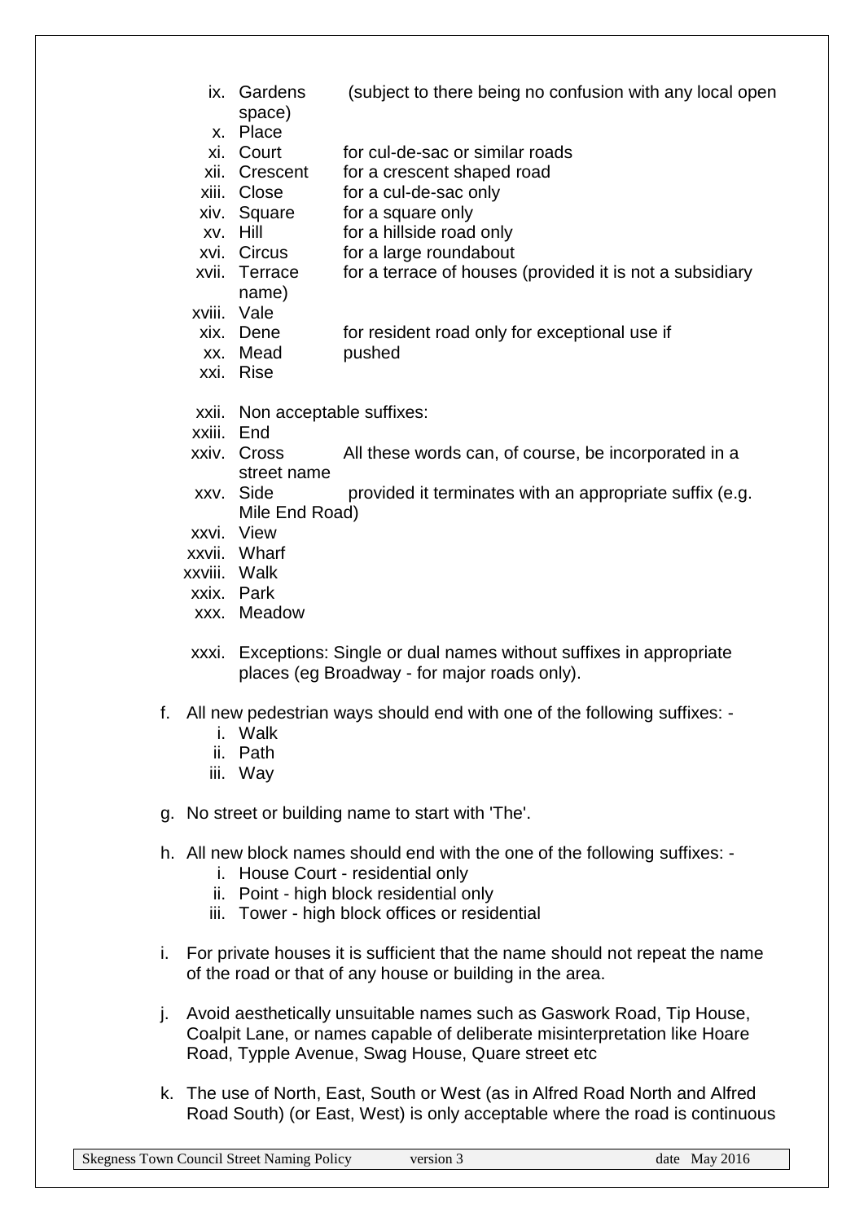ix. Gardens (subject to there being no confusion with any local open space)
x. Place
xi. Court for cul-de-sac or similar roads
xii. Crescent for a crescent shaped road
xiii. Close for a cul-de-sac only
xiv. Square for a square only
xv. Hill for a hillside road only
xvi. Circus for a large roundabout
xvii. Terrace for a terrace of houses (provided it is not a subsidiary name)
xviii. Vale
xix. Dene for resident road only for exceptional use if
xx. Mead pushed
xxi. Rise

xxii. Non acceptable suffixes:
xxiii. End
xxiv. Cross All these words can, of course, be incorporated in a street name
xxv. Side provided it terminates with an appropriate suffix (e.g. Mile End Road)
xxvi. View
xxvii. Wharf
xxviii. Walk
xxix. Park
xxx. Meadow

xxxi. Exceptions: Single or dual names without suffixes in appropriate places (eg Broadway - for major roads only).

f. All new pedestrian ways should end with one of the following suffixes: -
   i. Walk
   ii. Path
   iii. Way

g. No street or building name to start with 'The'.

h. All new block names should end with the one of the following suffixes: -
   i. House Court - residential only
   ii. Point - high block residential only
   iii. Tower - high block offices or residential

i. For private houses it is sufficient that the name should not repeat the name of the road or that of any house or building in the area.

j. Avoid aesthetically unsuitable names such as Gaswork Road, Tip House, Coalpit Lane, or names capable of deliberate misinterpretation like Hoare Road, Typple Avenue, Swag House, Quare street etc

k. The use of North, East, South or West (as in Alfred Road North and Alfred Road South) (or East, West) is only acceptable where the road is continuous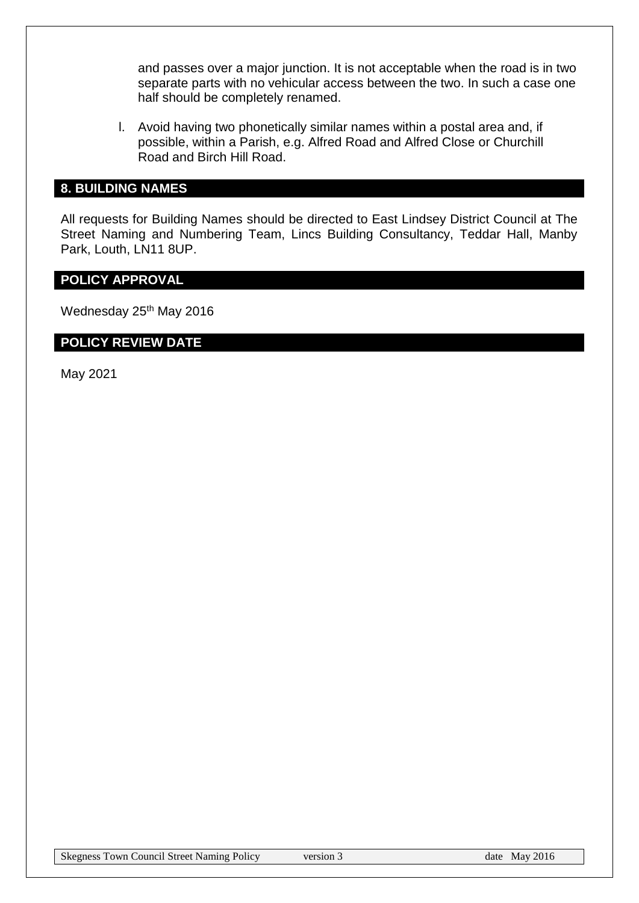and passes over a major junction. It is not acceptable when the road is in two separate parts with no vehicular access between the two. In such a case one half should be completely renamed.

l. Avoid having two phonetically similar names within a postal area and, if possible, within a Parish, e.g. Alfred Road and Alfred Close or Churchill Road and Birch Hill Road.

## 8. BUILDING NAMES

All requests for Building Names should be directed to East Lindsey District Council at The Street Naming and Numbering Team, Lincs Building Consultancy, Teddar Hall, Manby Park, Louth, LN11 8UP.

## POLICY APPROVAL

Wednesday 25th May 2016

## POLICY REVIEW DATE

May 2021